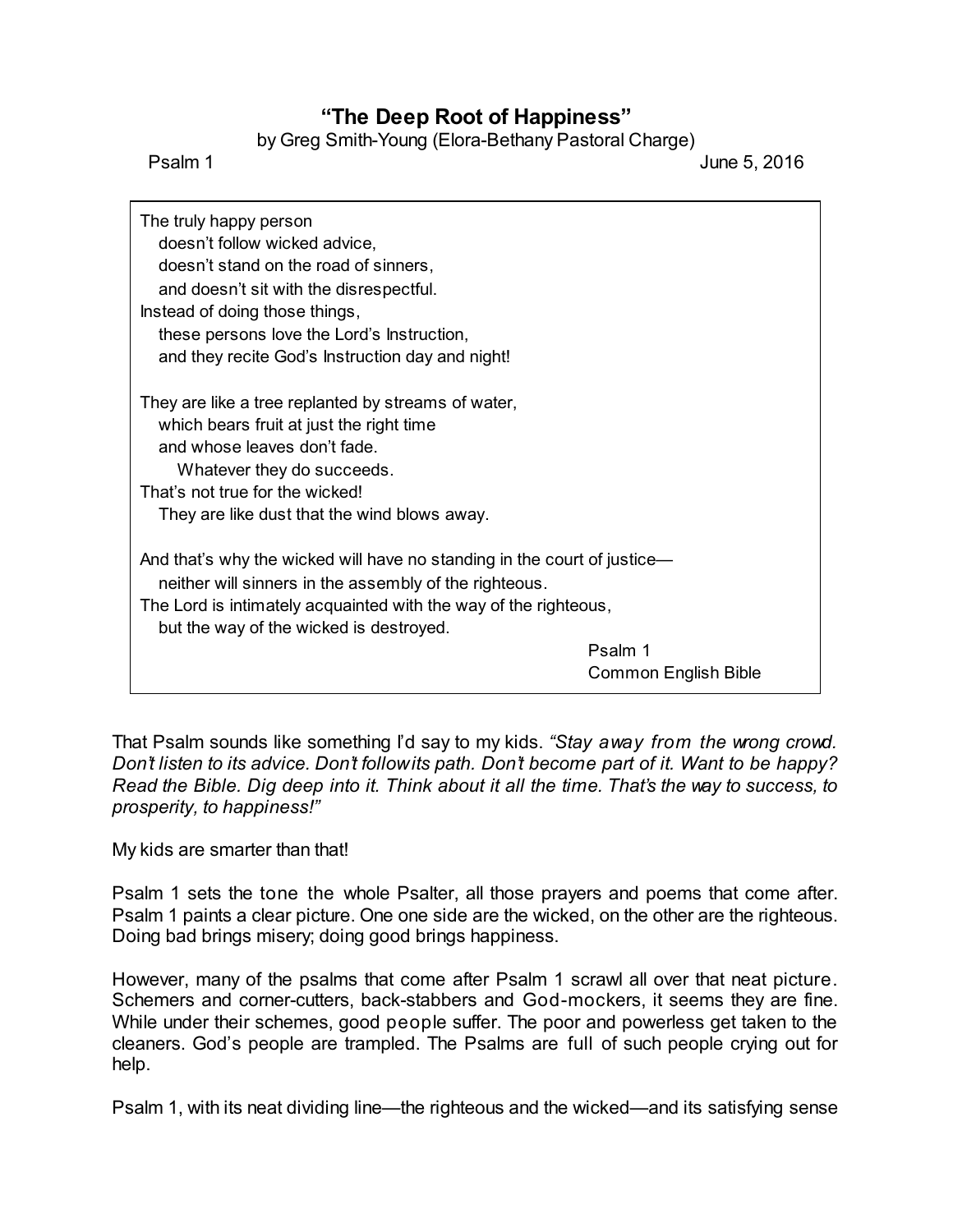# "The Deep Root of Happiness"

by Greg Smith-Young (Elora-Bethany Pastoral Charge)

Psalm 1 June 5, 2016

> The truly happy person
>    doesn't follow wicked advice,
>    doesn't stand on the road of sinners,
>    and doesn't sit with the disrespectful.
> Instead of doing those things,
>    these persons love the Lord's Instruction,
>    and they recite God's Instruction day and night!
>
> They are like a tree replanted by streams of water,
>    which bears fruit at just the right time
>    and whose leaves don't fade.
>       Whatever they do succeeds.
> That's not true for the wicked!
>    They are like dust that the wind blows away.
>
> And that's why the wicked will have no standing in the court of justice—
>    neither will sinners in the assembly of the righteous.
> The Lord is intimately acquainted with the way of the righteous,
>    but the way of the wicked is destroyed.
>
> Psalm 1
> Common English Bible

That Psalm sounds like something I'd say to my kids. *"Stay away from the wrong crowd. Don't listen to its advice. Don't follow its path. Don't become part of it. Want to be happy? Read the Bible. Dig deep into it. Think about it all the time. That's the way to success, to prosperity, to happiness!"*

My kids are smarter than that!

Psalm 1 sets the tone the whole Psalter, all those prayers and poems that come after. Psalm 1 paints a clear picture. One one side are the wicked, on the other are the righteous. Doing bad brings misery; doing good brings happiness.

However, many of the psalms that come after Psalm 1 scrawl all over that neat picture. Schemers and corner-cutters, back-stabbers and God-mockers, it seems they are fine. While under their schemes, good people suffer. The poor and powerless get taken to the cleaners. God's people are trampled. The Psalms are full of such people crying out for help.

Psalm 1, with its neat dividing line—the righteous and the wicked—and its satisfying sense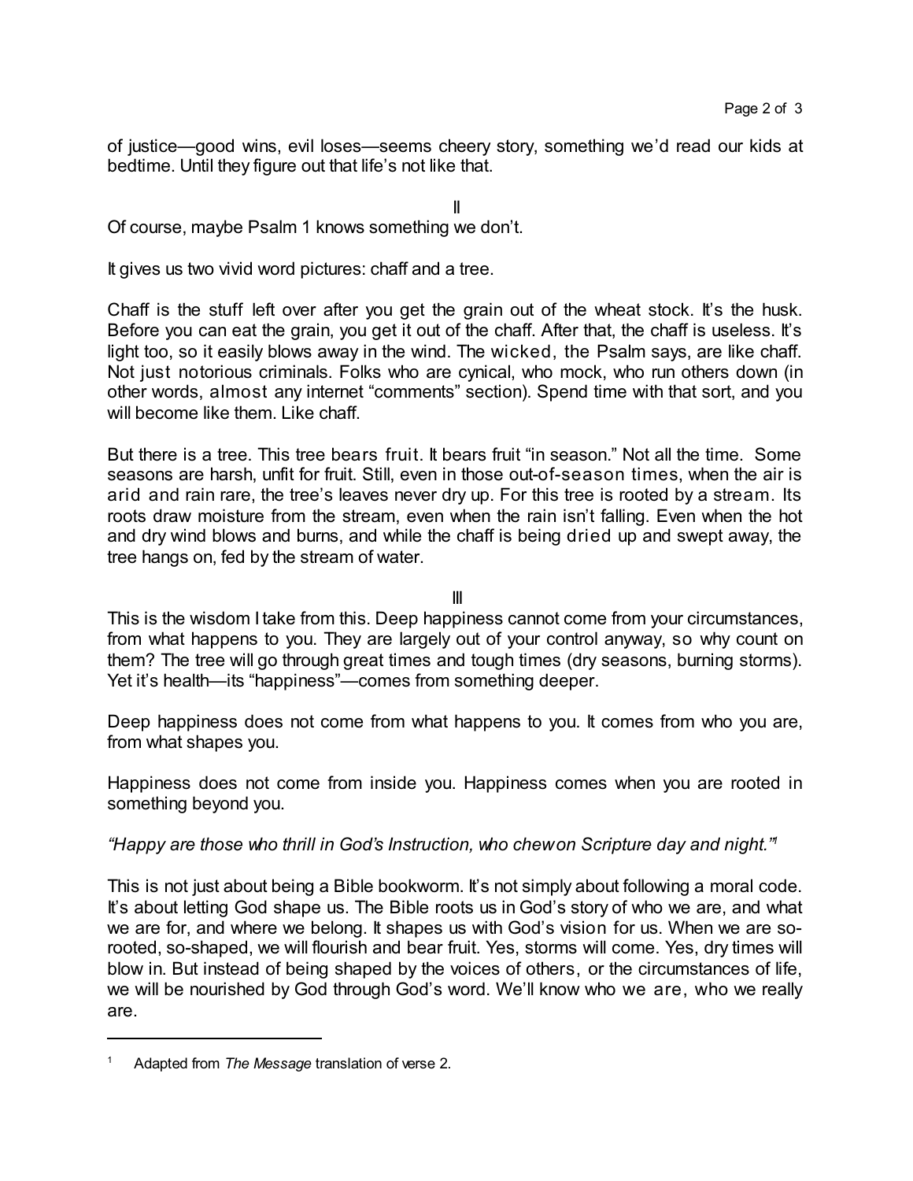of justice—good wins, evil loses—seems cheery story, something we'd read our kids at bedtime. Until they figure out that life's not like that.

II

Of course, maybe Psalm 1 knows something we don't.

It gives us two vivid word pictures: chaff and a tree.

Chaff is the stuff left over after you get the grain out of the wheat stock. It's the husk. Before you can eat the grain, you get it out of the chaff. After that, the chaff is useless. It's light too, so it easily blows away in the wind. The wicked, the Psalm says, are like chaff. Not just notorious criminals. Folks who are cynical, who mock, who run others down (in other words, almost any internet "comments" section). Spend time with that sort, and you will become like them. Like chaff.

But there is a tree. This tree bears fruit. It bears fruit "in season." Not all the time. Some seasons are harsh, unfit for fruit. Still, even in those out-of-season times, when the air is arid and rain rare, the tree's leaves never dry up. For this tree is rooted by a stream. Its roots draw moisture from the stream, even when the rain isn't falling. Even when the hot and dry wind blows and burns, and while the chaff is being dried up and swept away, the tree hangs on, fed by the stream of water.

III

This is the wisdom I take from this. Deep happiness cannot come from your circumstances, from what happens to you. They are largely out of your control anyway, so why count on them? The tree will go through great times and tough times (dry seasons, burning storms). Yet it's health—its "happiness"—comes from something deeper.

Deep happiness does not come from what happens to you. It comes from who you are, from what shapes you.

Happiness does not come from inside you. Happiness comes when you are rooted in something beyond you.

*"Happy are those who thrill in God's Instruction, who chew on Scripture day and night."*[1]

This is not just about being a Bible bookworm. It's not simply about following a moral code. It's about letting God shape us. The Bible roots us in God's story of who we are, and what we are for, and where we belong. It shapes us with God's vision for us. When we are so-rooted, so-shaped, we will flourish and bear fruit. Yes, storms will come. Yes, dry times will blow in. But instead of being shaped by the voices of others, or the circumstances of life, we will be nourished by God through God's word. We'll know who we are, who we really are.

---

[1] Adapted from *The Message* translation of verse 2.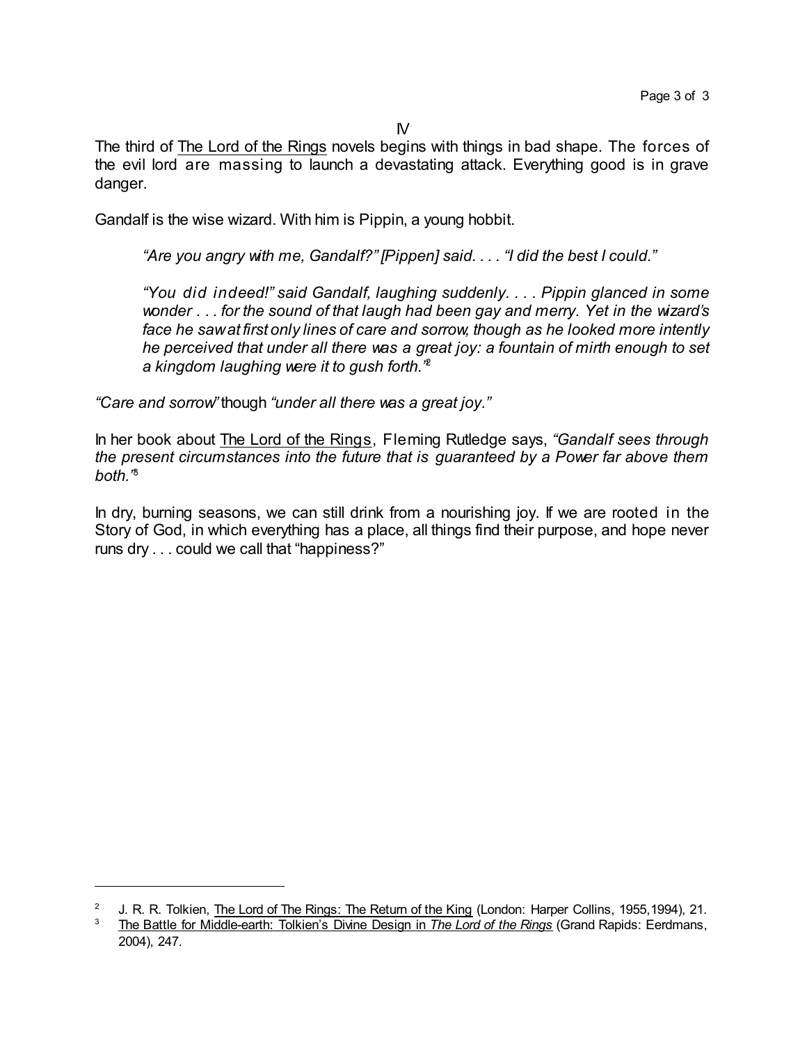IV

The third of The Lord of the Rings novels begins with things in bad shape. The forces of the evil lord are massing to launch a devastating attack. Everything good is in grave danger.

Gandalf is the wise wizard. With him is Pippin, a young hobbit.

> *"Are you angry with me, Gandalf?" [Pippen] said. . . . "I did the best I could."*
>
> *"You did indeed!" said Gandalf, laughing suddenly. . . . Pippin glanced in some wonder . . . for the sound of that laugh had been gay and merry. Yet in the wizard's face he saw at first only lines of care and sorrow, though as he looked more intently he perceived that under all there was a great joy: a fountain of mirth enough to set a kingdom laughing were it to gush forth."*[2]

*"Care and sorrow"* though *"under all there was a great joy."*

In her book about The Lord of the Rings, Fleming Rutledge says, *"Gandalf sees through the present circumstances into the future that is guaranteed by a Power far above them both."*[3]

In dry, burning seasons, we can still drink from a nourishing joy. If we are rooted in the Story of God, in which everything has a place, all things find their purpose, and hope never runs dry . . . could we call that "happiness?"

---

[2] J. R. R. Tolkien, The Lord of The Rings: The Return of the King (London: Harper Collins, 1955,1994), 21.

[3] The Battle for Middle-earth: Tolkien's Divine Design in *The Lord of the Rings* (Grand Rapids: Eerdmans, 2004), 247.